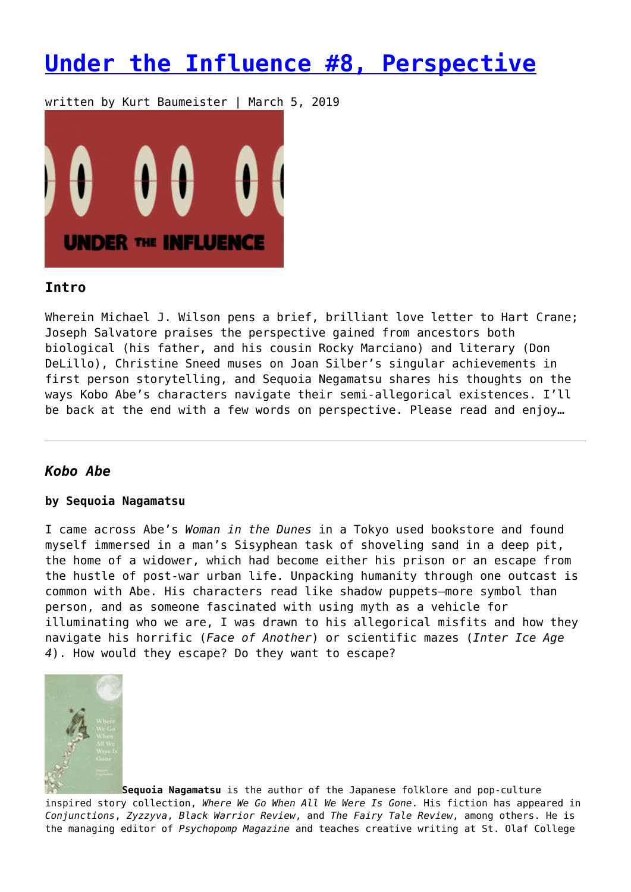# Under the Influence #8, Perspective

written by Kurt Baumeister | March 5, 2019

### Intro

Wherein Michael J. Wilson pens a brief, brilliant love letter to Hart Crane; Joseph Salvatore praises the perspective gained from ancestors both biological (his father, and his cousin Rocky Marciano) and literary (Don DeLillo), Christine Sneed muses on Joan Silber's singular achievements in first person storytelling, and Sequoia Negamatsu shares his thoughts on the ways Kobo Abe's characters navigate their semi-allegorical existences. I'll be back at the end with a few words on perspective. Please read and enjoy…

---

### *Kobo Abe*

**by Sequoia Nagamatsu**

I came across Abe's *Woman in the Dunes* in a Tokyo used bookstore and found myself immersed in a man's Sisyphean task of shoveling sand in a deep pit, the home of a widower, which had become either his prison or an escape from the hustle of post-war urban life. Unpacking humanity through one outcast is common with Abe. His characters read like shadow puppets—more symbol than person, and as someone fascinated with using myth as a vehicle for illuminating who we are, I was drawn to his allegorical misfits and how they navigate his horrific (*Face of Another*) or scientific mazes (*Inter Ice Age 4*). How would they escape? Do they want to escape?

**Sequoia Nagamatsu** is the author of the Japanese folklore and pop-culture inspired story collection, *Where We Go When All We Were Is Gone*. His fiction has appeared in *Conjunctions*, *Zyzzyva*, *Black Warrior Review*, and *The Fairy Tale Review*, among others. He is the managing editor of *Psychopomp Magazine* and teaches creative writing at St. Olaf College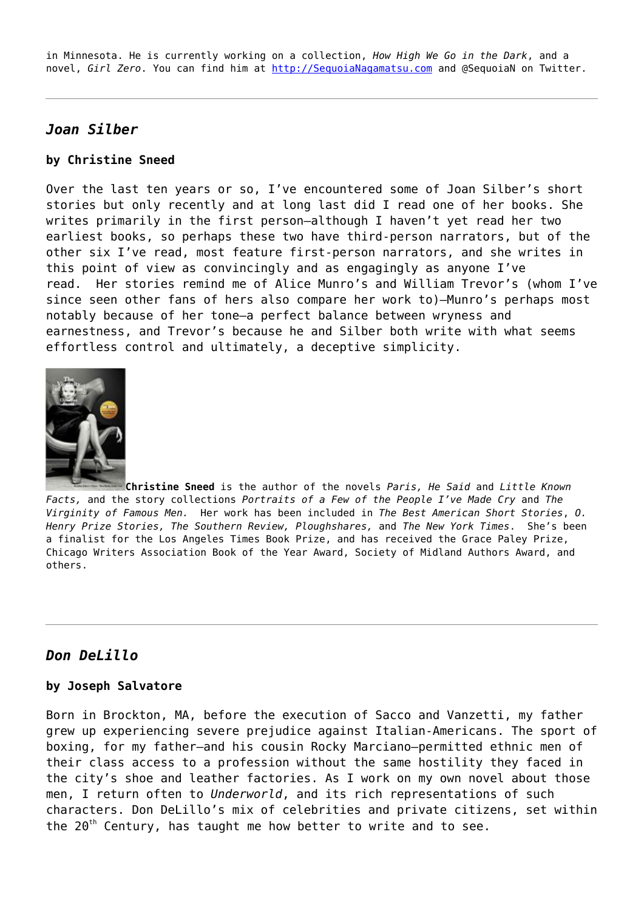in Minnesota. He is currently working on a collection, *How High We Go in the Dark*, and a novel, *Girl Zero*. You can find him at http://SequoiaNagamatsu.com and @SequoiaN on Twitter.

---

## *Joan Silber*

**by Christine Sneed**

Over the last ten years or so, I've encountered some of Joan Silber's short stories but only recently and at long last did I read one of her books. She writes primarily in the first person—although I haven't yet read her two earliest books, so perhaps these two have third-person narrators, but of the other six I've read, most feature first-person narrators, and she writes in this point of view as convincingly and as engagingly as anyone I've read. Her stories remind me of Alice Munro's and William Trevor's (whom I've since seen other fans of hers also compare her work to)—Munro's perhaps most notably because of her tone—a perfect balance between wryness and earnestness, and Trevor's because he and Silber both write with what seems effortless control and ultimately, a deceptive simplicity.

**Christine Sneed** is the author of the novels *Paris, He Said* and *Little Known Facts,* and the story collections *Portraits of a Few of the People I've Made Cry* and *The Virginity of Famous Men.* Her work has been included in *The Best American Short Stories*, *O. Henry Prize Stories, The Southern Review, Ploughshares,* and *The New York Times*. She's been a finalist for the Los Angeles Times Book Prize, and has received the Grace Paley Prize, Chicago Writers Association Book of the Year Award, Society of Midland Authors Award, and others.

---

## *Don DeLillo*

**by Joseph Salvatore**

Born in Brockton, MA, before the execution of Sacco and Vanzetti, my father grew up experiencing severe prejudice against Italian-Americans. The sport of boxing, for my father—and his cousin Rocky Marciano—permitted ethnic men of their class access to a profession without the same hostility they faced in the city's shoe and leather factories. As I work on my own novel about those men, I return often to *Underworld*, and its rich representations of such characters. Don DeLillo's mix of celebrities and private citizens, set within the 20th Century, has taught me how better to write and to see.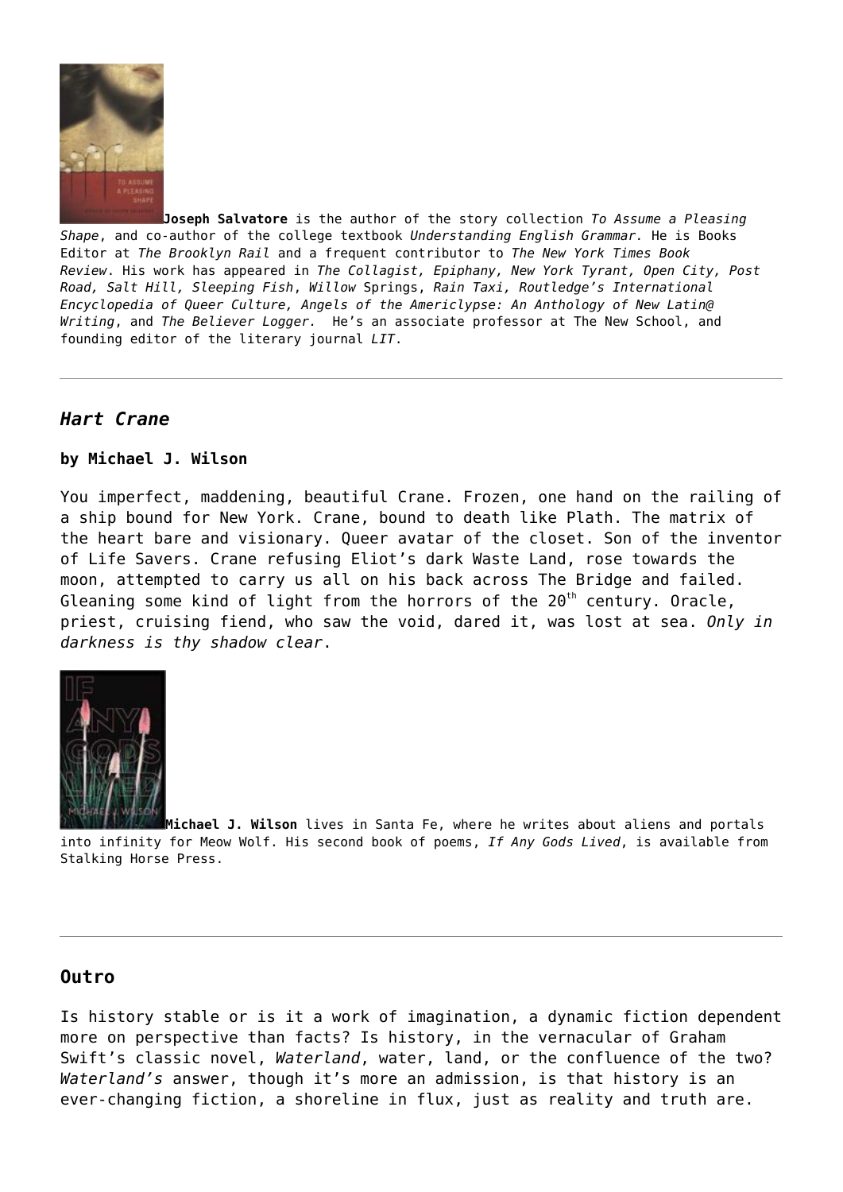**Joseph Salvatore** is the author of the story collection *To Assume a Pleasing Shape*, and co-author of the college textbook *Understanding English Grammar.* He is Books Editor at *The Brooklyn Rail* and a frequent contributor to *The New York Times Book Review*. His work has appeared in *The Collagist, Epiphany, New York Tyrant, Open City, Post Road, Salt Hill, Sleeping Fish*, *Willow* Springs, *Rain Taxi, Routledge's International Encyclopedia of Queer Culture, Angels of the Americlypse: An Anthology of New Latin@ Writing*, and *The Believer Logger*. He's an associate professor at The New School, and founding editor of the literary journal *LIT*.

---

## *Hart Crane*

**by Michael J. Wilson**

You imperfect, maddening, beautiful Crane. Frozen, one hand on the railing of a ship bound for New York. Crane, bound to death like Plath. The matrix of the heart bare and visionary. Queer avatar of the closet. Son of the inventor of Life Savers. Crane refusing Eliot's dark Waste Land, rose towards the moon, attempted to carry us all on his back across The Bridge and failed. Gleaning some kind of light from the horrors of the 20th century. Oracle, priest, cruising fiend, who saw the void, dared it, was lost at sea. *Only in darkness is thy shadow clear*.

**Michael J. Wilson** lives in Santa Fe, where he writes about aliens and portals into infinity for Meow Wolf. His second book of poems, *If Any Gods Lived*, is available from Stalking Horse Press.

---

## Outro

Is history stable or is it a work of imagination, a dynamic fiction dependent more on perspective than facts? Is history, in the vernacular of Graham Swift's classic novel, *Waterland*, water, land, or the confluence of the two? *Waterland's* answer, though it's more an admission, is that history is an ever-changing fiction, a shoreline in flux, just as reality and truth are.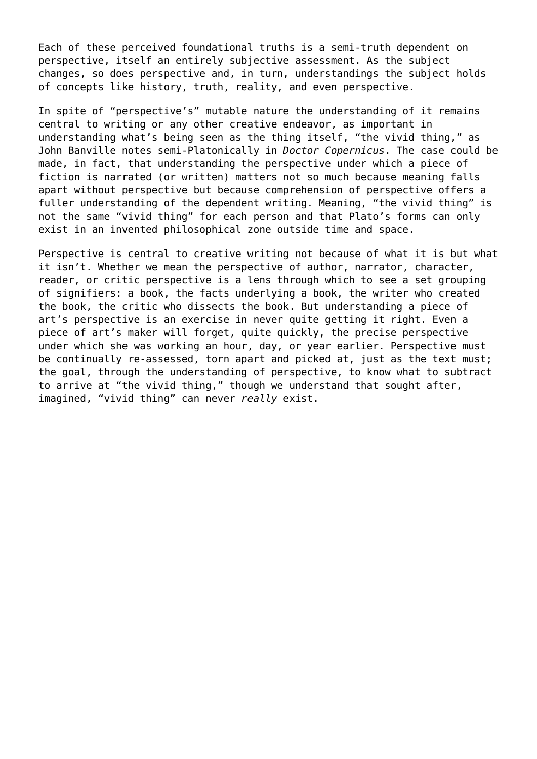Each of these perceived foundational truths is a semi-truth dependent on perspective, itself an entirely subjective assessment. As the subject changes, so does perspective and, in turn, understandings the subject holds of concepts like history, truth, reality, and even perspective.

In spite of "perspective's" mutable nature the understanding of it remains central to writing or any other creative endeavor, as important in understanding what's being seen as the thing itself, "the vivid thing," as John Banville notes semi-Platonically in *Doctor Copernicus*. The case could be made, in fact, that understanding the perspective under which a piece of fiction is narrated (or written) matters not so much because meaning falls apart without perspective but because comprehension of perspective offers a fuller understanding of the dependent writing. Meaning, "the vivid thing" is not the same "vivid thing" for each person and that Plato's forms can only exist in an invented philosophical zone outside time and space.

Perspective is central to creative writing not because of what it is but what it isn't. Whether we mean the perspective of author, narrator, character, reader, or critic perspective is a lens through which to see a set grouping of signifiers: a book, the facts underlying a book, the writer who created the book, the critic who dissects the book. But understanding a piece of art's perspective is an exercise in never quite getting it right. Even a piece of art's maker will forget, quite quickly, the precise perspective under which she was working an hour, day, or year earlier. Perspective must be continually re-assessed, torn apart and picked at, just as the text must; the goal, through the understanding of perspective, to know what to subtract to arrive at "the vivid thing," though we understand that sought after, imagined, "vivid thing" can never *really* exist.